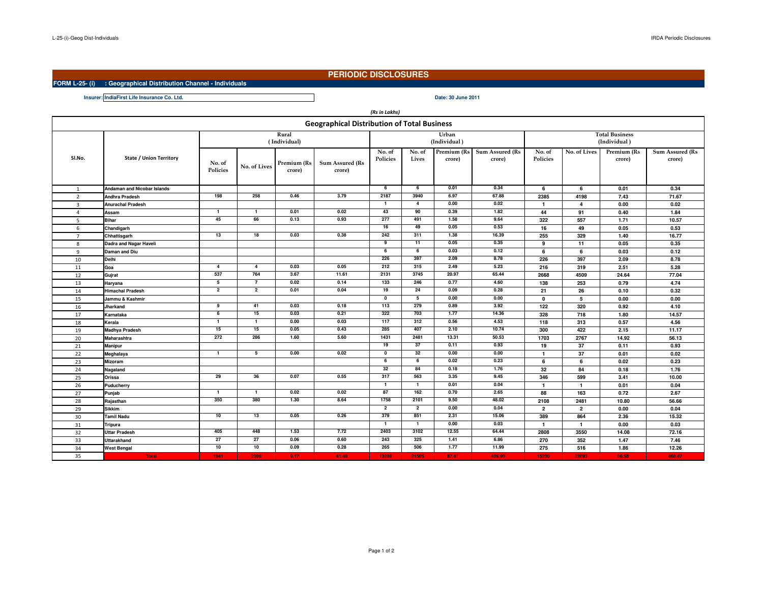# PERIODIC DISCLOSURES

**FORM L-25- (i) : Geographical Distribution Channel - Individuals**

**Insurer:** IndiaFirst Life Insurance Co. Ltd.

**Date: 30 June 2011**

*(Rs in Lakhs)*

## Geographical Distribution of Total Business

| Sl.No. | State / Union Territory | Rural (Individual) | | | | Urban (Individual) | | | | Total Business (Individual) | | | |
|---|---|---|---|---|---|---|---|---|---|---|---|---|---|
| | | No. of Policies | No. of Lives | Premium (Rs crore) | Sum Assured (Rs crore) | No. of Policies | No. of Lives | Premium (Rs crore) | Sum Assured (Rs crore) | No. of Policies | No. of Lives | Premium (Rs crore) | Sum Assured (Rs crore) |
| 1 | Andaman and Nicobar Islands | | | | | 6 | 6 | 0.01 | 0.34 | 6 | 6 | 0.01 | 0.34 |
| 2 | Andhra Pradesh | 198 | 258 | 0.46 | 3.79 | 2187 | 3940 | 6.97 | 67.88 | 2385 | 4198 | 7.43 | 71.67 |
| 3 | Anurachal Pradesh | | | | | 1 | 4 | 0.00 | 0.02 | 1 | 4 | 0.00 | 0.02 |
| 4 | Assam | 1 | 1 | 0.01 | 0.02 | 43 | 90 | 0.39 | 1.82 | 44 | 91 | 0.40 | 1.84 |
| 5 | Bihar | 45 | 66 | 0.13 | 0.93 | 277 | 491 | 1.58 | 9.64 | 322 | 557 | 1.71 | 10.57 |
| 6 | Chandigarh | | | | | 16 | 49 | 0.05 | 0.53 | 16 | 49 | 0.05 | 0.53 |
| 7 | Chhattisgarh | 13 | 18 | 0.03 | 0.38 | 242 | 311 | 1.38 | 16.39 | 255 | 329 | 1.40 | 16.77 |
| 8 | Dadra and Nagar Haveli | | | | | 9 | 11 | 0.05 | 0.35 | 9 | 11 | 0.05 | 0.35 |
| 9 | Daman and Diu | | | | | 6 | 6 | 0.03 | 0.12 | 6 | 6 | 0.03 | 0.12 |
| 10 | Delhi | | | | | 226 | 397 | 2.09 | 8.78 | 226 | 397 | 2.09 | 8.78 |
| 11 | Goa | 4 | 4 | 0.03 | 0.05 | 212 | 315 | 2.49 | 5.23 | 216 | 319 | 2.51 | 5.28 |
| 12 | Gujrat | 537 | 764 | 3.67 | 11.61 | 2131 | 3745 | 20.97 | 65.44 | 2668 | 4509 | 24.64 | 77.04 |
| 13 | Haryana | 5 | 7 | 0.02 | 0.14 | 133 | 246 | 0.77 | 4.60 | 138 | 253 | 0.79 | 4.74 |
| 14 | Himachal Pradesh | 2 | 2 | 0.01 | 0.04 | 19 | 24 | 0.09 | 0.28 | 21 | 26 | 0.10 | 0.32 |
| 15 | Jammu & Kashmir | | | | | 0 | 5 | 0.00 | 0.00 | 0 | 5 | 0.00 | 0.00 |
| 16 | Jharkand | 9 | 41 | 0.03 | 0.18 | 113 | 279 | 0.89 | 3.92 | 122 | 320 | 0.92 | 4.10 |
| 17 | Karnataka | 6 | 15 | 0.03 | 0.21 | 322 | 703 | 1.77 | 14.36 | 328 | 718 | 1.80 | 14.57 |
| 18 | Kerala | 1 | 1 | 0.00 | 0.03 | 117 | 312 | 0.56 | 4.53 | 118 | 313 | 0.57 | 4.56 |
| 19 | Madhya Pradesh | 15 | 15 | 0.05 | 0.43 | 285 | 407 | 2.10 | 10.74 | 300 | 422 | 2.15 | 11.17 |
| 20 | Maharashtra | 272 | 286 | 1.60 | 5.60 | 1431 | 2481 | 13.31 | 50.53 | 1703 | 2767 | 14.92 | 56.13 |
| 21 | Manipur | | | | | 19 | 37 | 0.11 | 0.93 | 19 | 37 | 0.11 | 0.93 |
| 22 | Meghalaya | 1 | 5 | 0.00 | 0.02 | 0 | 32 | 0.00 | 0.00 | 1 | 37 | 0.01 | 0.02 |
| 23 | Mizoram | | | | | 6 | 6 | 0.02 | 0.23 | 6 | 6 | 0.02 | 0.23 |
| 24 | Nagaland | | | | | 32 | 84 | 0.18 | 1.76 | 32 | 84 | 0.18 | 1.76 |
| 25 | Orissa | 29 | 36 | 0.07 | 0.55 | 317 | 563 | 3.35 | 9.45 | 346 | 599 | 3.41 | 10.00 |
| 26 | Puducherry | | | | | 1 | 1 | 0.01 | 0.04 | 1 | 1 | 0.01 | 0.04 |
| 27 | Punjab | 1 | 1 | 0.02 | 0.02 | 87 | 162 | 0.70 | 2.65 | 88 | 163 | 0.72 | 2.67 |
| 28 | Rajasthan | 350 | 380 | 1.30 | 8.64 | 1758 | 2101 | 9.50 | 48.02 | 2108 | 2481 | 10.80 | 56.66 |
| 29 | Sikkim | | | | | 2 | 2 | 0.00 | 0.04 | 2 | 2 | 0.00 | 0.04 |
| 30 | Tamil Nadu | 10 | 13 | 0.05 | 0.26 | 379 | 851 | 2.31 | 15.06 | 389 | 864 | 2.36 | 15.32 |
| 31 | Tripura | | | | | 1 | 1 | 0.00 | 0.03 | 1 | 1 | 0.00 | 0.03 |
| 32 | Uttar Pradesh | 405 | 448 | 1.53 | 7.72 | 2403 | 3102 | 12.55 | 64.44 | 2808 | 3550 | 14.08 | 72.16 |
| 33 | Uttarakhand | 27 | 27 | 0.06 | 0.60 | 243 | 325 | 1.41 | 6.86 | 270 | 352 | 1.47 | 7.46 |
| 34 | West Bengal | 10 | 10 | 0.09 | 0.28 | 265 | 506 | 1.77 | 11.99 | 275 | 516 | 1.86 | 12.26 |
| 35 | Total | 1941 | 2398 | 9.17 | 41.43 | 13289 | 21595 | 87.41 | 426.99 | 15230 | 23993 | 96.58 | 468.47 |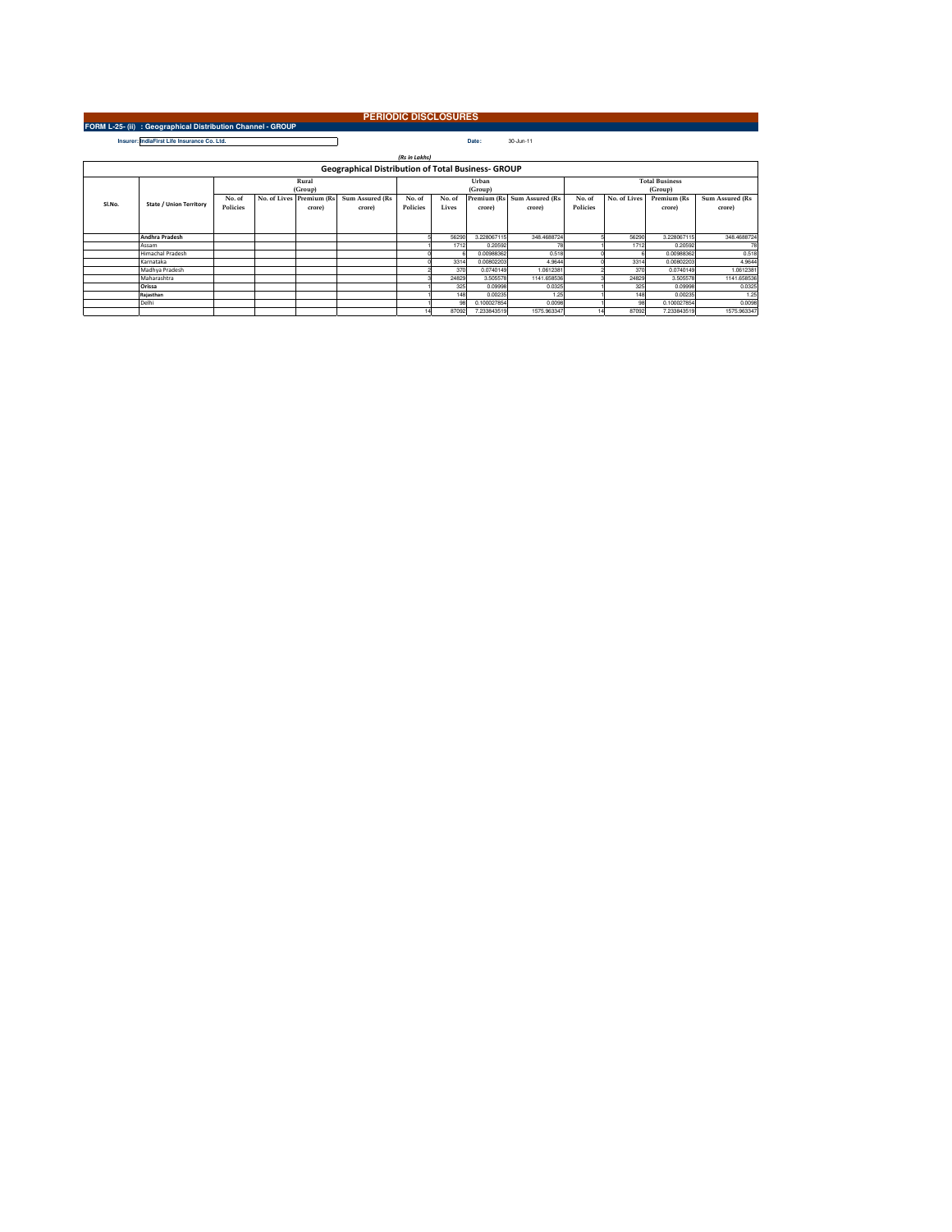## PERIODIC DISCLOSURES

**FORM L-25- (ii) : Geographical Distribution Channel - GROUP**

**Insurer:** IndiaFirst Life Insurance Co. Ltd.

**Date:** 30-Jun-11

*(Rs in Lakhs)*

### Geographical Distribution of Total Business- GROUP

| Sl.No. | State / Union Territory | Rural (Group) | | | | Urban (Group) | | | | Total Business (Group) | | | |
|---|---|---|---|---|---|---|---|---|---|---|---|---|---|
| | | No. of Policies | No. of Lives | Premium (Rs crore) | Sum Assured (Rs crore) | No. of Policies | No. of Lives | Premium (Rs crore) | Sum Assured (Rs crore) | No. of Policies | No. of Lives | Premium (Rs crore) | Sum Assured (Rs crore) |
| | **Andhra Pradesh** | | | | | 5 | 56290 | 3.228067115 | 348.4688724 | 5 | 56290 | 3.228067115 | 348.4688724 |
| | Assam | | | | | 1 | 1712 | 0.20592 | 78 | 1 | 1712 | 0.20592 | 78 |
| | Himachal Pradesh | | | | | 0 | 6 | 0.00988362 | 0.518 | 0 | 6 | 0.00988362 | 0.518 |
| | Karnataka | | | | | 0 | 3314 | 0.00802203 | 4.9644 | 0 | 3314 | 0.00802203 | 4.9644 |
| | Madhya Pradesh | | | | | 2 | 370 | 0.0740149 | 1.0612381 | 2 | 370 | 0.0740149 | 1.0612381 |
| | Maharashtra | | | | | 3 | 24829 | 3.505578 | 1141.658536 | 3 | 24829 | 3.505578 | 1141.658536 |
| | **Orissa** | | | | | 1 | 325 | 0.09998 | 0.0325 | 1 | 325 | 0.09998 | 0.0325 |
| | **Rajasthan** | | | | | 1 | 148 | 0.00235 | 1.25 | 1 | 148 | 0.00235 | 1.25 |
| | Delhi | | | | | 1 | 98 | 0.100027854 | 0.0098 | 1 | 98 | 0.100027854 | 0.0098 |
| | | | | | | 14 | 87092 | 7.233843519 | 1575.963347 | 14 | 87092 | 7.233843519 | 1575.963347 |